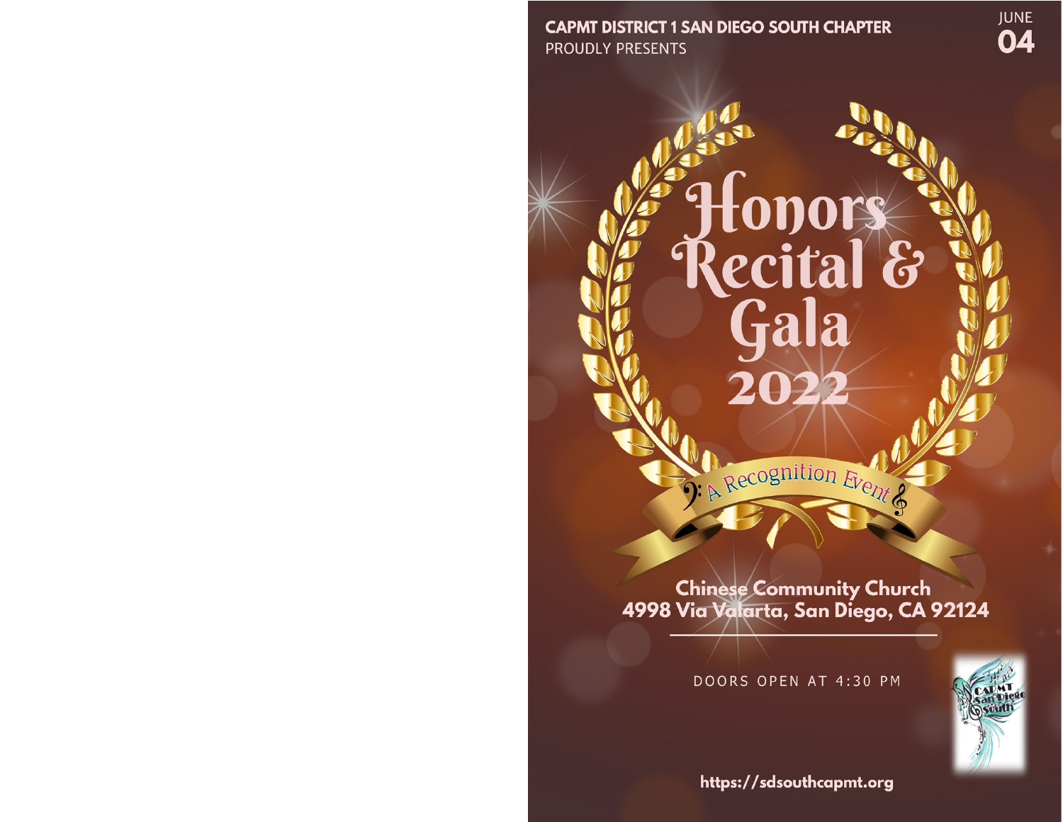**CAPMT DISTRICT 1 SAN DIEGO SOUTH CHAPTER**
PROUDLY PRESENTS

JUNE
**04**

# Honors Recital & Gala 2022

A Recognition Event

**Chinese Community Church**
**4998 Via Valarta, San Diego, CA 92124**

DOORS OPEN AT 4:30 PM

**https://sdsouthcapmt.org**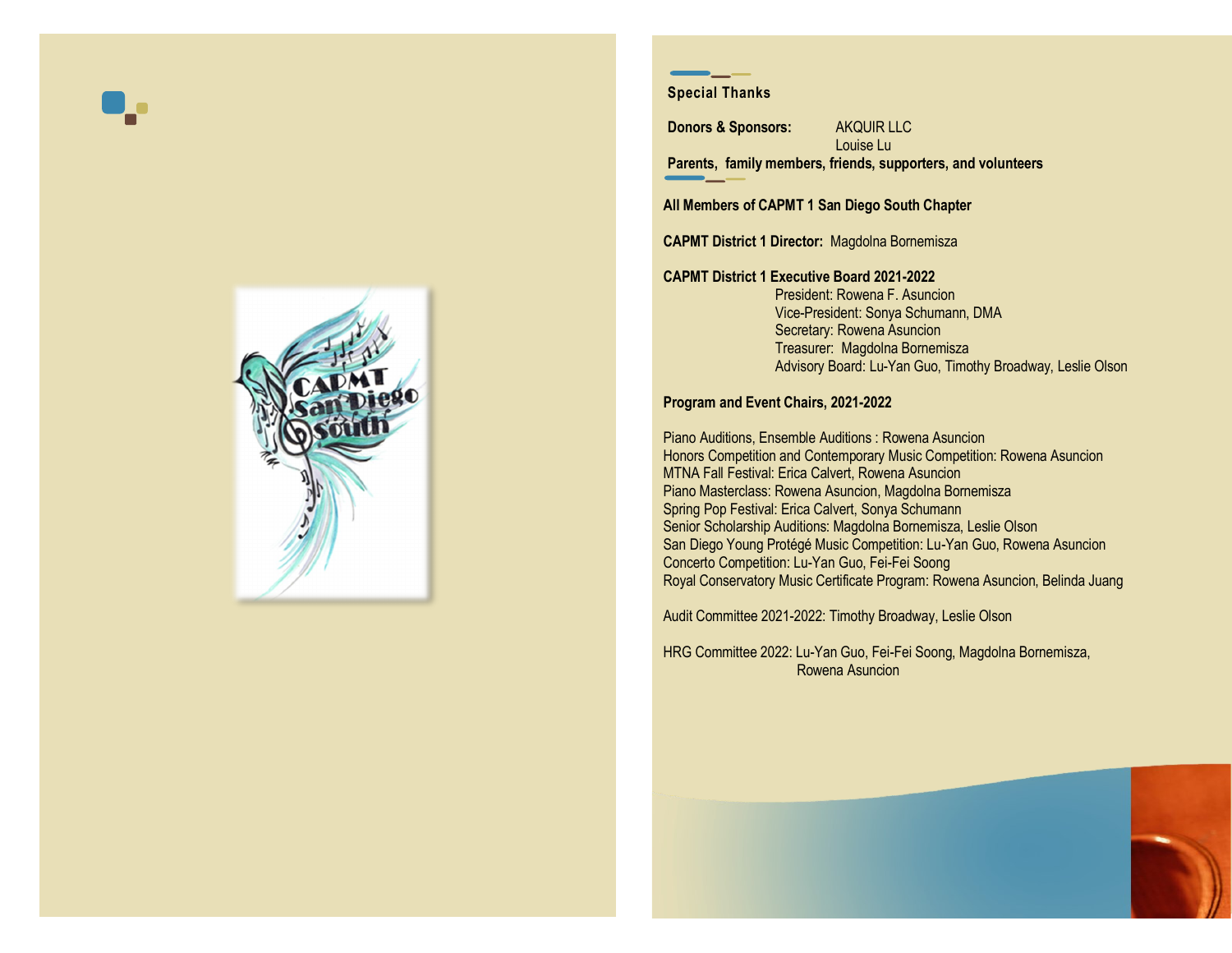## Special Thanks

**Donors & Sponsors:** AKQUIR LLC
Louise Lu

**Parents, family members, friends, supporters, and volunteers**

**All Members of CAPMT 1 San Diego South Chapter**

**CAPMT District 1 Director:** Magdolna Bornemisza

**CAPMT District 1 Executive Board 2021-2022**

President: Rowena F. Asuncion
Vice-President: Sonya Schumann, DMA
Secretary: Rowena Asuncion
Treasurer: Magdolna Bornemisza
Advisory Board: Lu-Yan Guo, Timothy Broadway, Leslie Olson

**Program and Event Chairs, 2021-2022**

Piano Auditions, Ensemble Auditions : Rowena Asuncion
Honors Competition and Contemporary Music Competition: Rowena Asuncion
MTNA Fall Festival: Erica Calvert, Rowena Asuncion
Piano Masterclass: Rowena Asuncion, Magdolna Bornemisza
Spring Pop Festival: Erica Calvert, Sonya Schumann
Senior Scholarship Auditions: Magdolna Bornemisza, Leslie Olson
San Diego Young Protégé Music Competition: Lu-Yan Guo, Rowena Asuncion
Concerto Competition: Lu-Yan Guo, Fei-Fei Soong
Royal Conservatory Music Certificate Program: Rowena Asuncion, Belinda Juang

Audit Committee 2021-2022: Timothy Broadway, Leslie Olson

HRG Committee 2022: Lu-Yan Guo, Fei-Fei Soong, Magdolna Bornemisza,
Rowena Asuncion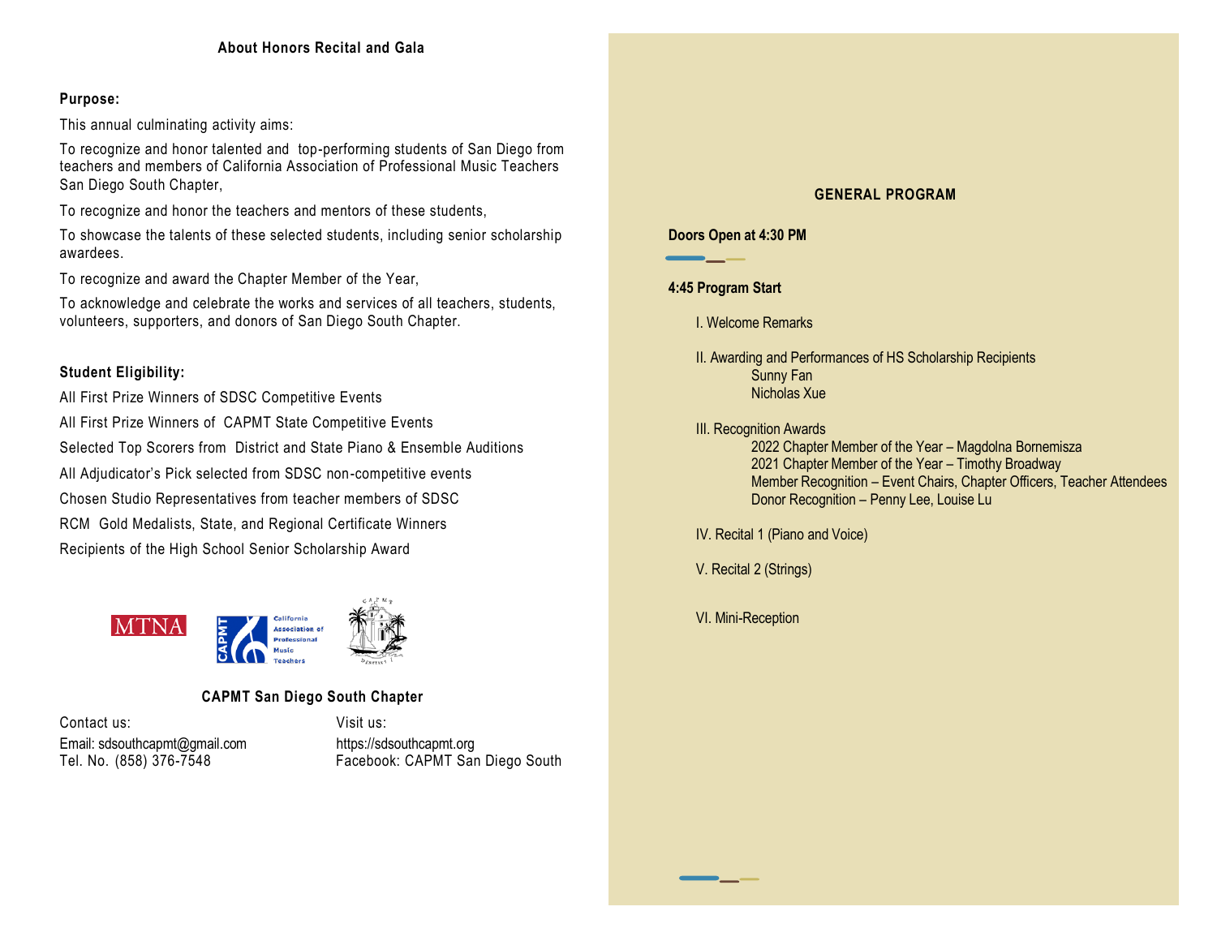## About Honors Recital and Gala

**Purpose:**

This annual culminating activity aims:

To recognize and honor talented and top-performing students of San Diego from teachers and members of California Association of Professional Music Teachers San Diego South Chapter,

To recognize and honor the teachers and mentors of these students,

To showcase the talents of these selected students, including senior scholarship awardees.

To recognize and award the Chapter Member of the Year,

To acknowledge and celebrate the works and services of all teachers, students, volunteers, supporters, and donors of San Diego South Chapter.

**Student Eligibility:**

All First Prize Winners of SDSC Competitive Events

All First Prize Winners of CAPMT State Competitive Events

Selected Top Scorers from District and State Piano & Ensemble Auditions

All Adjudicator's Pick selected from SDSC non-competitive events

Chosen Studio Representatives from teacher members of SDSC

RCM Gold Medalists, State, and Regional Certificate Winners

Recipients of the High School Senior Scholarship Award

MTNA

CAPMT California Association of Professional Music Teachers

**CAPMT San Diego South Chapter**

Contact us:
Email: sdsouthcapmt@gmail.com
Tel. No. (858) 376-7548

Visit us:
https://sdsouthcapmt.org
Facebook: CAPMT San Diego South

## GENERAL PROGRAM

**Doors Open at 4:30 PM**

**4:45 Program Start**

I. Welcome Remarks

II. Awarding and Performances of HS Scholarship Recipients
- Sunny Fan
- Nicholas Xue

III. Recognition Awards
- 2022 Chapter Member of the Year – Magdolna Bornemisza
- 2021 Chapter Member of the Year – Timothy Broadway
- Member Recognition – Event Chairs, Chapter Officers, Teacher Attendees
- Donor Recognition – Penny Lee, Louise Lu

IV. Recital 1 (Piano and Voice)

V. Recital 2 (Strings)

VI. Mini-Reception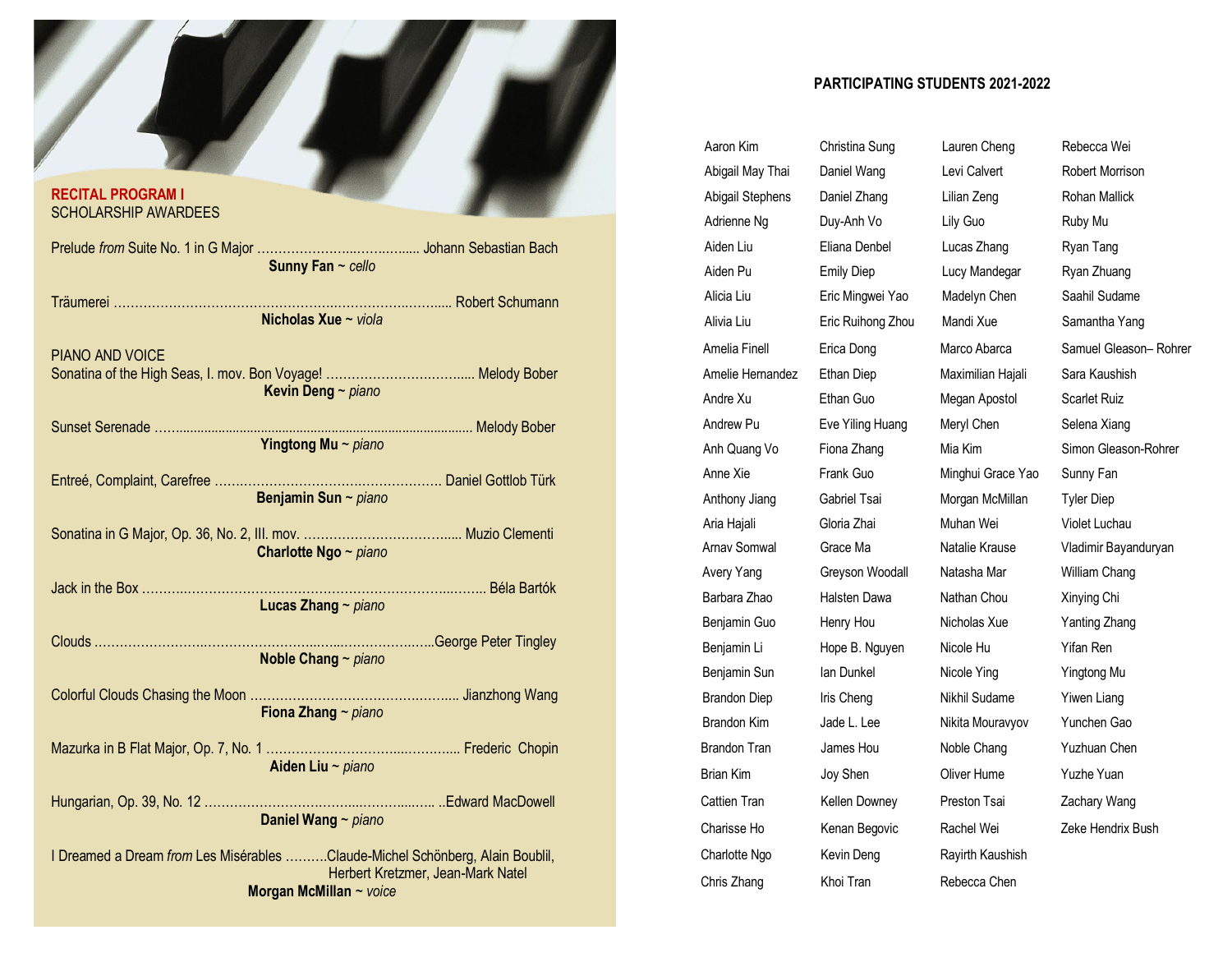## RECITAL PROGRAM I

SCHOLARSHIP AWARDEES

Prelude *from* Suite No. 1 in G Major …………………..……….…..... Johann Sebastian Bach
**Sunny Fan** ~ *cello*

Träumerei ………………………………………….……………..…….... Robert Schumann
**Nicholas Xue** ~ *viola*

PIANO AND VOICE

Sonatina of the High Seas, I. mov. Bon Voyage! ……………………….….... Melody Bober
**Kevin Deng** ~ *piano*

Sunset Serenade ……................................................................................... Melody Bober
**Yingtong Mu** ~ *piano*

Entreé, Complaint, Carefree ……………………………………………… Daniel Gottlob Türk
**Benjamin Sun** ~ *piano*

Sonatina in G Major, Op. 36, No. 2, III. mov. ……………………………..... Muzio Clementi
**Charlotte Ngo** ~ *piano*

Jack in the Box ………..……………………………………………………...…….. Béla Bartók
**Lucas Zhang** ~ *piano*

Clouds ……………………..……………………...…..……………….…..George Peter Tingley
**Noble Chang** ~ *piano*

Colorful Clouds Chasing the Moon ………………………………………….... Jianzhong Wang
**Fiona Zhang** ~ *piano*

Mazurka in B Flat Major, Op. 7, No. 1 ………………………...…….…..... Frederic Chopin
**Aiden Liu** ~ *piano*

Hungarian, Op. 39, No. 12 ………………………………...…………...….. ..Edward MacDowell
**Daniel Wang** ~ *piano*

I Dreamed a Dream *from* Les Misérables ……….Claude-Michel Schönberg, Alain Boublil, Herbert Kretzmer, Jean-Mark Natel
**Morgan McMillan** ~ *voice*

## PARTICIPATING STUDENTS 2021-2022

Aaron Kim
Abigail May Thai
Abigail Stephens
Adrienne Ng
Aiden Liu
Aiden Pu
Alicia Liu
Alivia Liu
Amelia Finell
Amelie Hernandez
Andre Xu
Andrew Pu
Anh Quang Vo
Anne Xie
Anthony Jiang
Aria Hajali
Arnav Somwal
Avery Yang
Barbara Zhao
Benjamin Guo
Benjamin Li
Benjamin Sun
Brandon Diep
Brandon Kim
Brandon Tran
Brian Kim
Cattien Tran
Charisse Ho
Charlotte Ngo
Chris Zhang
Christina Sung
Daniel Wang
Daniel Zhang
Duy-Anh Vo
Eliana Denbel
Emily Diep
Eric Mingwei Yao
Eric Ruihong Zhou
Erica Dong
Ethan Diep
Ethan Guo
Eve Yiling Huang
Fiona Zhang
Frank Guo
Gabriel Tsai
Gloria Zhai
Grace Ma
Greyson Woodall
Halsten Dawa
Henry Hou
Hope B. Nguyen
Ian Dunkel
Iris Cheng
Jade L. Lee
James Hou
Joy Shen
Kellen Downey
Kenan Begovic
Kevin Deng
Khoi Tran
Lauren Cheng
Levi Calvert
Lilian Zeng
Lily Guo
Lucas Zhang
Lucy Mandegar
Madelyn Chen
Mandi Xue
Marco Abarca
Maximilian Hajali
Megan Apostol
Meryl Chen
Mia Kim
Minghui Grace Yao
Morgan McMillan
Muhan Wei
Natalie Krause
Natasha Mar
Nathan Chou
Nicholas Xue
Nicole Hu
Nicole Ying
Nikhil Sudame
Nikita Mouravyov
Noble Chang
Oliver Hume
Preston Tsai
Rachel Wei
Rayirth Kaushish
Rebecca Chen
Rebecca Wei
Robert Morrison
Rohan Mallick
Ruby Mu
Ryan Tang
Ryan Zhuang
Saahil Sudame
Samantha Yang
Samuel Gleason– Rohrer
Sara Kaushish
Scarlet Ruiz
Selena Xiang
Simon Gleason-Rohrer
Sunny Fan
Tyler Diep
Violet Luchau
Vladimir Bayanduryan
William Chang
Xinying Chi
Yanting Zhang
Yifan Ren
Yingtong Mu
Yiwen Liang
Yunchen Gao
Yuzhuan Chen
Yuzhe Yuan
Zachary Wang
Zeke Hendrix Bush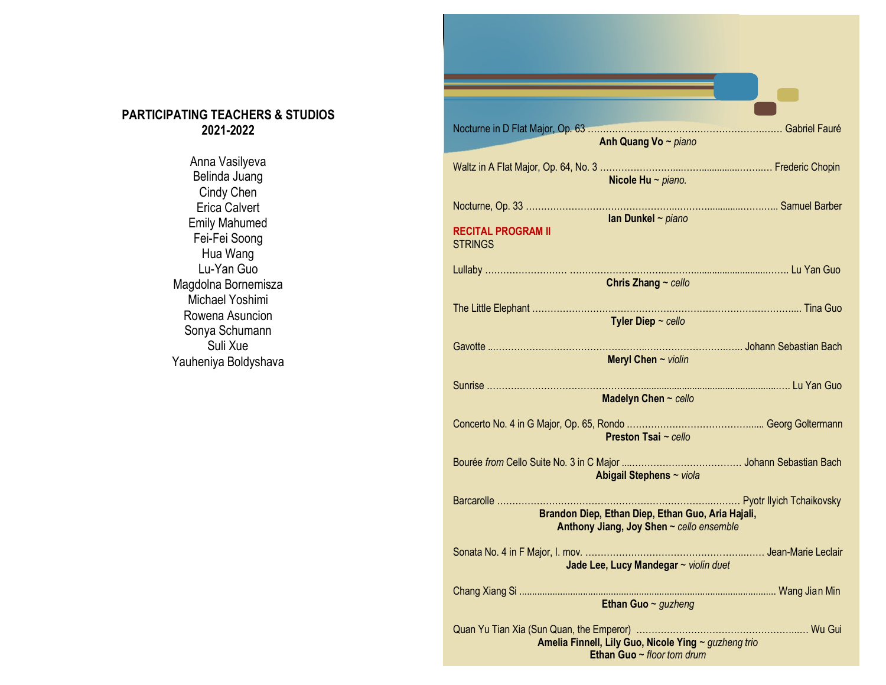## PARTICIPATING TEACHERS & STUDIOS
## 2021-2022

Anna Vasilyeva
Belinda Juang
Cindy Chen
Erica Calvert
Emily Mahumed
Fei-Fei Soong
Hua Wang
Lu-Yan Guo
Magdolna Bornemisza
Michael Yoshimi
Rowena Asuncion
Sonya Schumann
Suli Xue
Yauheniya Boldyshava

Nocturne in D Flat Major, Op. 63 ........................................................ Gabriel Fauré
**Anh Quang Vo** ~ *piano*

Waltz in A Flat Major, Op. 64, No. 3 ........................................................ Frederic Chopin
**Nicole Hu** ~ *piano.*

Nocturne, Op. 33 ........................................................ Samuel Barber
**Ian Dunkel** ~ *piano*

**RECITAL PROGRAM II**
STRINGS

Lullaby ........................................................ Lu Yan Guo
**Chris Zhang** ~ *cello*

The Little Elephant ........................................................ Tina Guo
**Tyler Diep** ~ *cello*

Gavotte ........................................................ Johann Sebastian Bach
**Meryl Chen** ~ *violin*

Sunrise ........................................................ Lu Yan Guo
**Madelyn Chen** ~ *cello*

Concerto No. 4 in G Major, Op. 65, Rondo ........................................................ Georg Goltermann
**Preston Tsai** ~ *cello*

Bourée *from* Cello Suite No. 3 in C Major ........................................................ Johann Sebastian Bach
**Abigail Stephens** ~ *viola*

Barcarolle ........................................................ Pyotr Ilyich Tchaikovsky
**Brandon Diep, Ethan Diep, Ethan Guo, Aria Hajali,**
**Anthony Jiang, Joy Shen** ~ *cello ensemble*

Sonata No. 4 in F Major, I. mov. ........................................................ Jean-Marie Leclair
**Jade Lee, Lucy Mandegar** ~ *violin duet*

Chang Xiang Si ........................................................ Wang Jian Min
**Ethan Guo** ~ *guzheng*

Quan Yu Tian Xia (Sun Quan, the Emperor) ........................................................ Wu Gui
**Amelia Finnell, Lily Guo, Nicole Ying** ~ *guzheng trio*
**Ethan Guo** ~ *floor tom drum*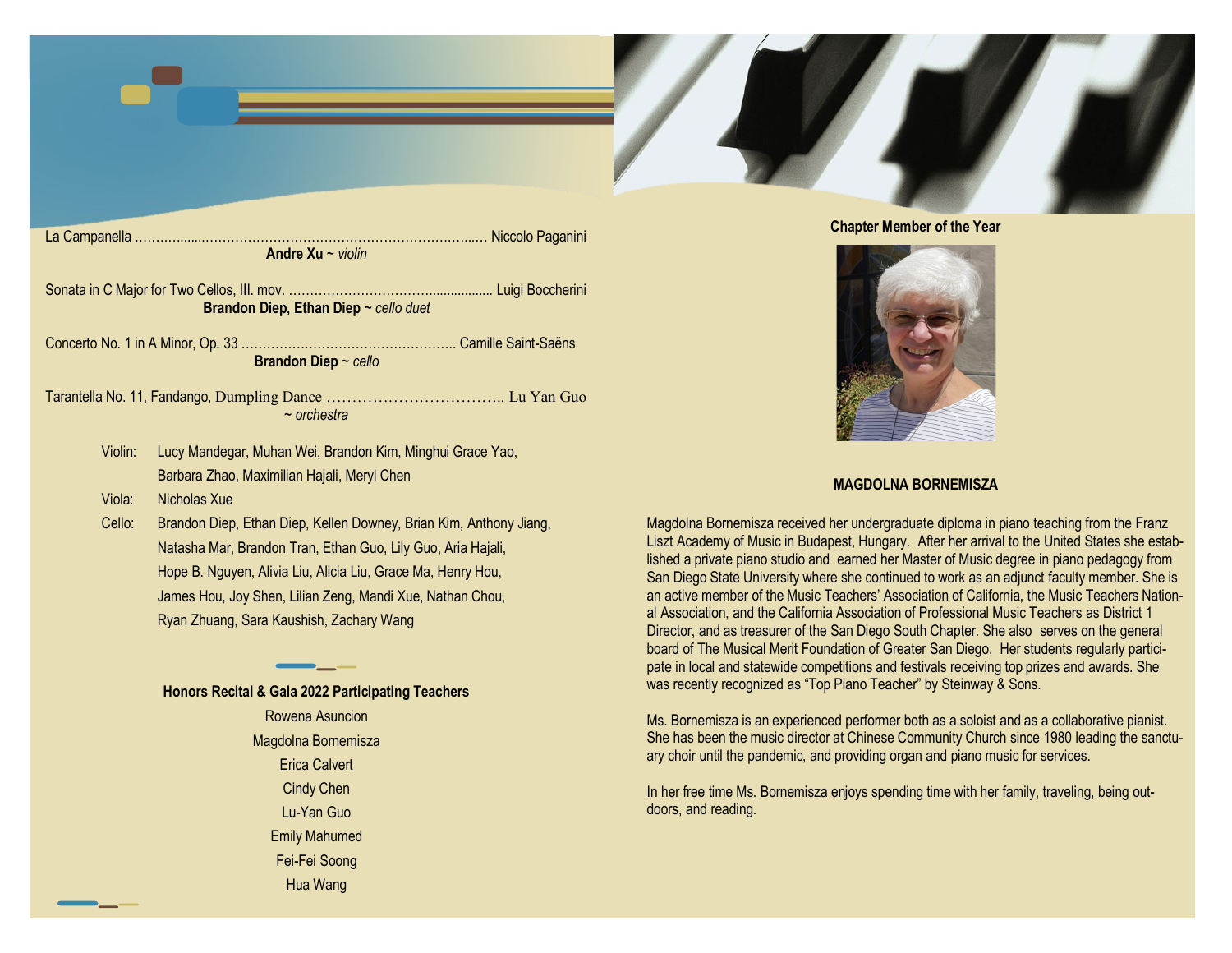La Campanella …………………………………………………………………… Niccolo Paganini

**Andre Xu** ~ *violin*

Sonata in C Major for Two Cellos, III. mov. ……………………………................. Luigi Boccherini

**Brandon Diep, Ethan Diep** ~ *cello duet*

Concerto No. 1 in A Minor, Op. 33 ………………………………………….. Camille Saint-Saëns

**Brandon Diep** ~ *cello*

Tarantella No. 11, Fandango, Dumpling Dance …………………………….. Lu Yan Guo

~ *orchestra*

Violin: Lucy Mandegar, Muhan Wei, Brandon Kim, Minghui Grace Yao, Barbara Zhao, Maximilian Hajali, Meryl Chen

Viola: Nicholas Xue

Cello: Brandon Diep, Ethan Diep, Kellen Downey, Brian Kim, Anthony Jiang, Natasha Mar, Brandon Tran, Ethan Guo, Lily Guo, Aria Hajali, Hope B. Nguyen, Alivia Liu, Alicia Liu, Grace Ma, Henry Hou, James Hou, Joy Shen, Lilian Zeng, Mandi Xue, Nathan Chou, Ryan Zhuang, Sara Kaushish, Zachary Wang

**Honors Recital & Gala 2022 Participating Teachers**

Rowena Asuncion
Magdolna Bornemisza
Erica Calvert
Cindy Chen
Lu-Yan Guo
Emily Mahumed
Fei-Fei Soong
Hua Wang

**Chapter Member of the Year**

**MAGDOLNA BORNEMISZA**

Magdolna Bornemisza received her undergraduate diploma in piano teaching from the Franz Liszt Academy of Music in Budapest, Hungary. After her arrival to the United States she established a private piano studio and earned her Master of Music degree in piano pedagogy from San Diego State University where she continued to work as an adjunct faculty member. She is an active member of the Music Teachers' Association of California, the Music Teachers National Association, and the California Association of Professional Music Teachers as District 1 Director, and as treasurer of the San Diego South Chapter. She also serves on the general board of The Musical Merit Foundation of Greater San Diego. Her students regularly participate in local and statewide competitions and festivals receiving top prizes and awards. She was recently recognized as "Top Piano Teacher" by Steinway & Sons.

Ms. Bornemisza is an experienced performer both as a soloist and as a collaborative pianist. She has been the music director at Chinese Community Church since 1980 leading the sanctuary choir until the pandemic, and providing organ and piano music for services.

In her free time Ms. Bornemisza enjoys spending time with her family, traveling, being outdoors, and reading.